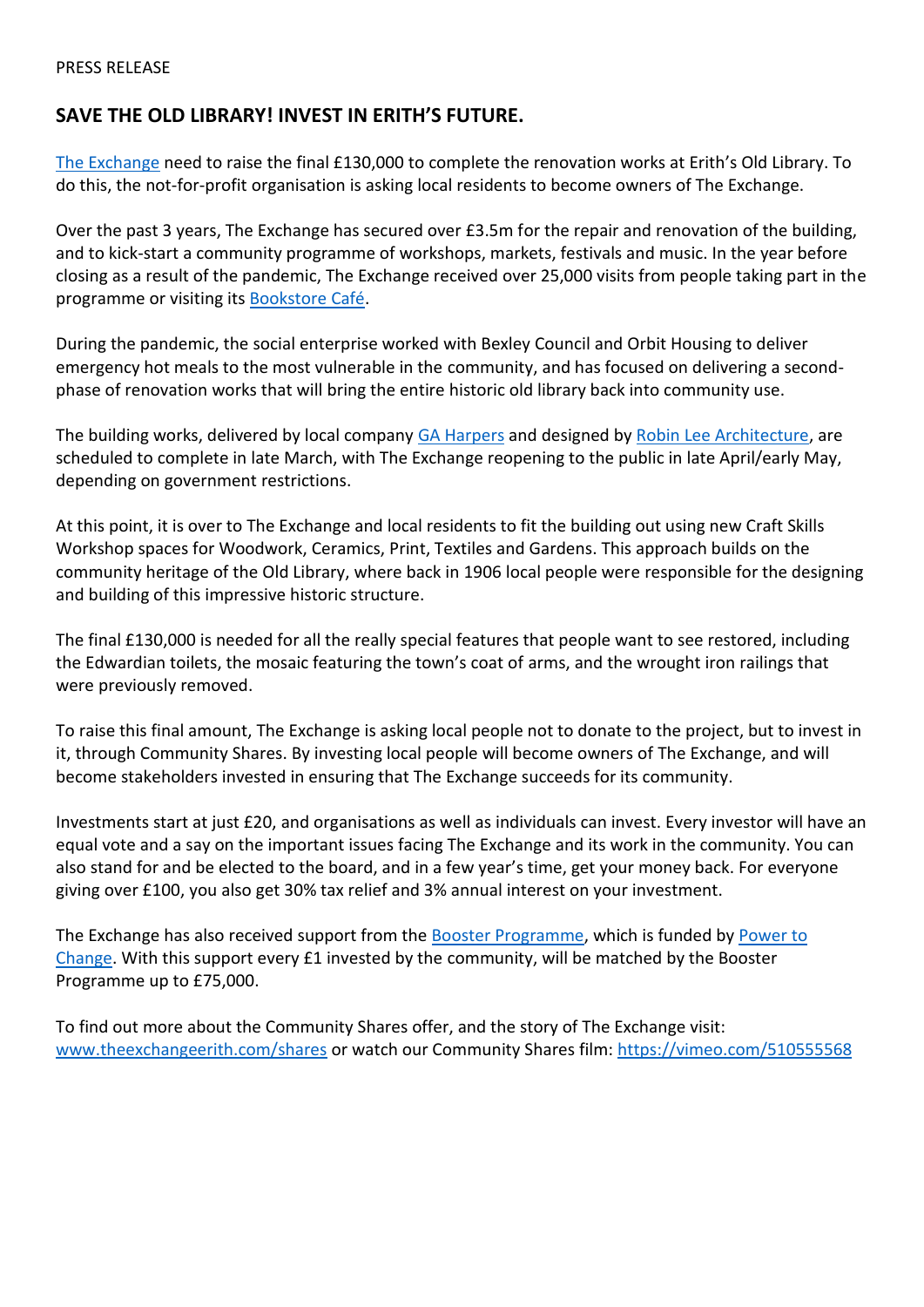PRESS RELEASE

## SAVE THE OLD LIBRARY! INVEST IN ERITH'S FUTURE.

The Exchange need to raise the final £130,000 to complete the renovation works at Erith's Old Library. To do this, the not-for-profit organisation is asking local residents to become owners of The Exchange.

Over the past 3 years, The Exchange has secured over £3.5m for the repair and renovation of the building, and to kick-start a community programme of workshops, markets, festivals and music. In the year before closing as a result of the pandemic, The Exchange received over 25,000 visits from people taking part in the programme or visiting its Bookstore Café.

During the pandemic, the social enterprise worked with Bexley Council and Orbit Housing to deliver emergency hot meals to the most vulnerable in the community, and has focused on delivering a second-phase of renovation works that will bring the entire historic old library back into community use.

The building works, delivered by local company GA Harpers and designed by Robin Lee Architecture, are scheduled to complete in late March, with The Exchange reopening to the public in late April/early May, depending on government restrictions.

At this point, it is over to The Exchange and local residents to fit the building out using new Craft Skills Workshop spaces for Woodwork, Ceramics, Print, Textiles and Gardens. This approach builds on the community heritage of the Old Library, where back in 1906 local people were responsible for the designing and building of this impressive historic structure.

The final £130,000 is needed for all the really special features that people want to see restored, including the Edwardian toilets, the mosaic featuring the town's coat of arms, and the wrought iron railings that were previously removed.

To raise this final amount, The Exchange is asking local people not to donate to the project, but to invest in it, through Community Shares. By investing local people will become owners of The Exchange, and will become stakeholders invested in ensuring that The Exchange succeeds for its community.

Investments start at just £20, and organisations as well as individuals can invest. Every investor will have an equal vote and a say on the important issues facing The Exchange and its work in the community. You can also stand for and be elected to the board, and in a few year's time, get your money back. For everyone giving over £100, you also get 30% tax relief and 3% annual interest on your investment.

The Exchange has also received support from the Booster Programme, which is funded by Power to Change. With this support every £1 invested by the community, will be matched by the Booster Programme up to £75,000.

To find out more about the Community Shares offer, and the story of The Exchange visit: www.theexchangeerith.com/shares or watch our Community Shares film: https://vimeo.com/510555568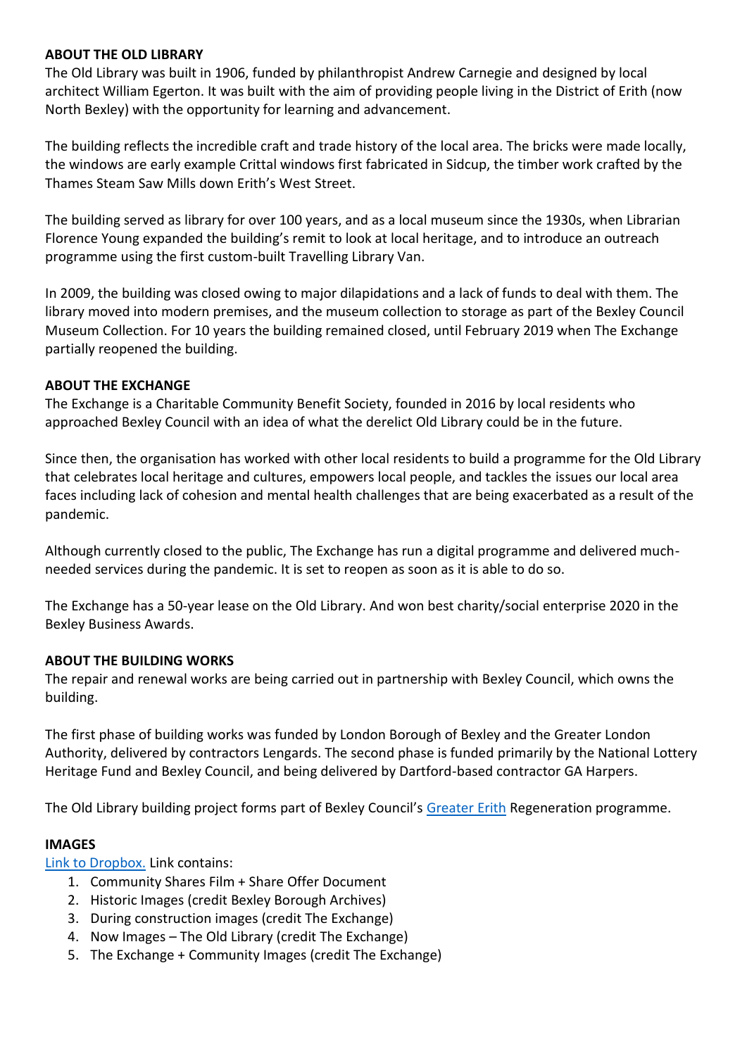**ABOUT THE OLD LIBRARY**

The Old Library was built in 1906, funded by philanthropist Andrew Carnegie and designed by local architect William Egerton. It was built with the aim of providing people living in the District of Erith (now North Bexley) with the opportunity for learning and advancement.

The building reflects the incredible craft and trade history of the local area. The bricks were made locally, the windows are early example Crittal windows first fabricated in Sidcup, the timber work crafted by the Thames Steam Saw Mills down Erith's West Street.

The building served as library for over 100 years, and as a local museum since the 1930s, when Librarian Florence Young expanded the building's remit to look at local heritage, and to introduce an outreach programme using the first custom-built Travelling Library Van.

In 2009, the building was closed owing to major dilapidations and a lack of funds to deal with them. The library moved into modern premises, and the museum collection to storage as part of the Bexley Council Museum Collection. For 10 years the building remained closed, until February 2019 when The Exchange partially reopened the building.

**ABOUT THE EXCHANGE**

The Exchange is a Charitable Community Benefit Society, founded in 2016 by local residents who approached Bexley Council with an idea of what the derelict Old Library could be in the future.

Since then, the organisation has worked with other local residents to build a programme for the Old Library that celebrates local heritage and cultures, empowers local people, and tackles the issues our local area faces including lack of cohesion and mental health challenges that are being exacerbated as a result of the pandemic.

Although currently closed to the public, The Exchange has run a digital programme and delivered much-needed services during the pandemic. It is set to reopen as soon as it is able to do so.

The Exchange has a 50-year lease on the Old Library. And won best charity/social enterprise 2020 in the Bexley Business Awards.

**ABOUT THE BUILDING WORKS**

The repair and renewal works are being carried out in partnership with Bexley Council, which owns the building.

The first phase of building works was funded by London Borough of Bexley and the Greater London Authority, delivered by contractors Lengards. The second phase is funded primarily by the National Lottery Heritage Fund and Bexley Council, and being delivered by Dartford-based contractor GA Harpers.

The Old Library building project forms part of Bexley Council's Greater Erith Regeneration programme.

**IMAGES**

Link to Dropbox. Link contains:

1. Community Shares Film + Share Offer Document
2. Historic Images (credit Bexley Borough Archives)
3. During construction images (credit The Exchange)
4. Now Images – The Old Library (credit The Exchange)
5. The Exchange + Community Images (credit The Exchange)